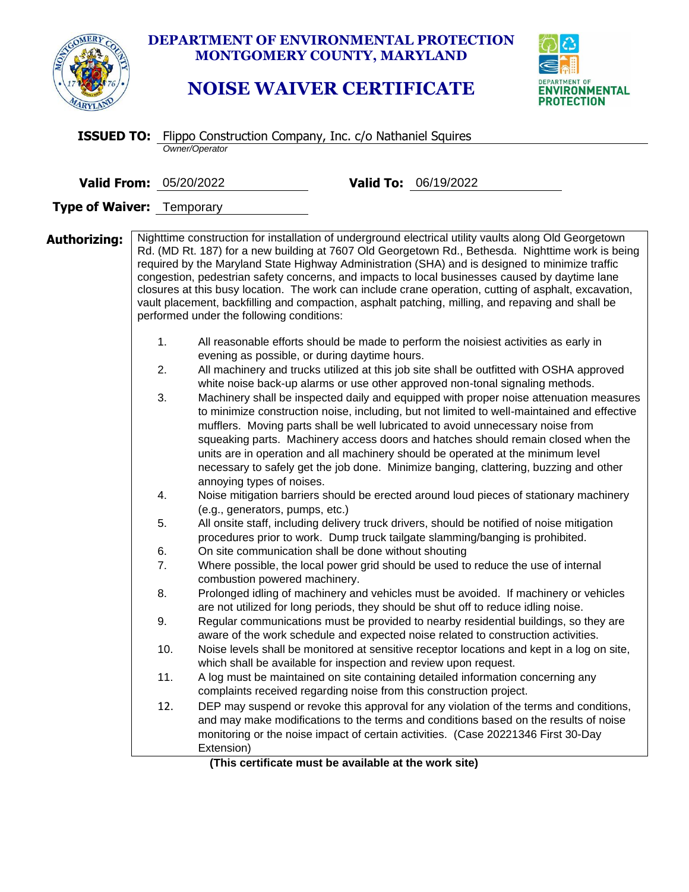# DEPARTMENT OF ENVIRONMENTAL PROTECTION
## MONTGOMERY COUNTY, MARYLAND

# NOISE WAIVER CERTIFICATE

**ISSUED TO:** Flippo Construction Company, Inc. c/o Nathaniel Squires
*Owner/Operator*

**Valid From:** 05/20/2022 **Valid To:** 06/19/2022

**Type of Waiver:** Temporary

**Authorizing:** Nighttime construction for installation of underground electrical utility vaults along Old Georgetown Rd. (MD Rt. 187) for a new building at 7607 Old Georgetown Rd., Bethesda. Nighttime work is being required by the Maryland State Highway Administration (SHA) and is designed to minimize traffic congestion, pedestrian safety concerns, and impacts to local businesses caused by daytime lane closures at this busy location. The work can include crane operation, cutting of asphalt, excavation, vault placement, backfilling and compaction, asphalt patching, milling, and repaving and shall be performed under the following conditions:

1. All reasonable efforts should be made to perform the noisiest activities as early in evening as possible, or during daytime hours.
2. All machinery and trucks utilized at this job site shall be outfitted with OSHA approved white noise back-up alarms or use other approved non-tonal signaling methods.
3. Machinery shall be inspected daily and equipped with proper noise attenuation measures to minimize construction noise, including, but not limited to well-maintained and effective mufflers. Moving parts shall be well lubricated to avoid unnecessary noise from squeaking parts. Machinery access doors and hatches should remain closed when the units are in operation and all machinery should be operated at the minimum level necessary to safely get the job done. Minimize banging, clattering, buzzing and other annoying types of noises.
4. Noise mitigation barriers should be erected around loud pieces of stationary machinery (e.g., generators, pumps, etc.)
5. All onsite staff, including delivery truck drivers, should be notified of noise mitigation procedures prior to work. Dump truck tailgate slamming/banging is prohibited.
6. On site communication shall be done without shouting
7. Where possible, the local power grid should be used to reduce the use of internal combustion powered machinery.
8. Prolonged idling of machinery and vehicles must be avoided. If machinery or vehicles are not utilized for long periods, they should be shut off to reduce idling noise.
9. Regular communications must be provided to nearby residential buildings, so they are aware of the work schedule and expected noise related to construction activities.
10. Noise levels shall be monitored at sensitive receptor locations and kept in a log on site, which shall be available for inspection and review upon request.
11. A log must be maintained on site containing detailed information concerning any complaints received regarding noise from this construction project.
12. DEP may suspend or revoke this approval for any violation of the terms and conditions, and may make modifications to the terms and conditions based on the results of noise monitoring or the noise impact of certain activities. (Case 20221346 First 30-Day Extension)

**(This certificate must be available at the work site)**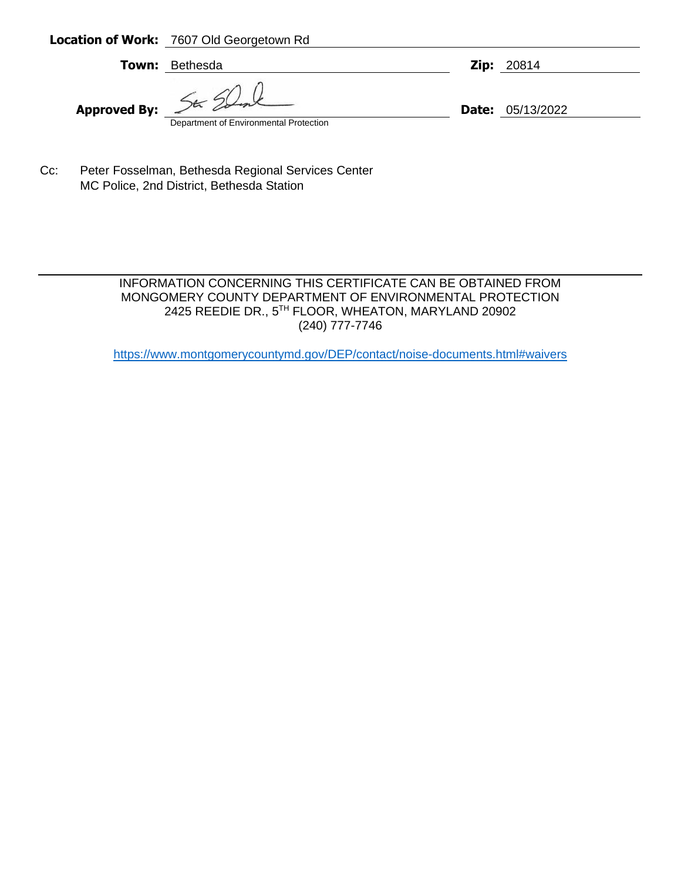**Location of Work:** 7607 Old Georgetown Rd

**Town:** Bethesda **Zip:** 20814

**Approved By:** Department of Environmental Protection **Date:** 05/13/2022

Cc: Peter Fosselman, Bethesda Regional Services Center
MC Police, 2nd District, Bethesda Station

---

INFORMATION CONCERNING THIS CERTIFICATE CAN BE OBTAINED FROM
MONGOMERY COUNTY DEPARTMENT OF ENVIRONMENTAL PROTECTION
2425 REEDIE DR., 5TH FLOOR, WHEATON, MARYLAND 20902
(240) 777-7746

https://www.montgomerycountymd.gov/DEP/contact/noise-documents.html#waivers